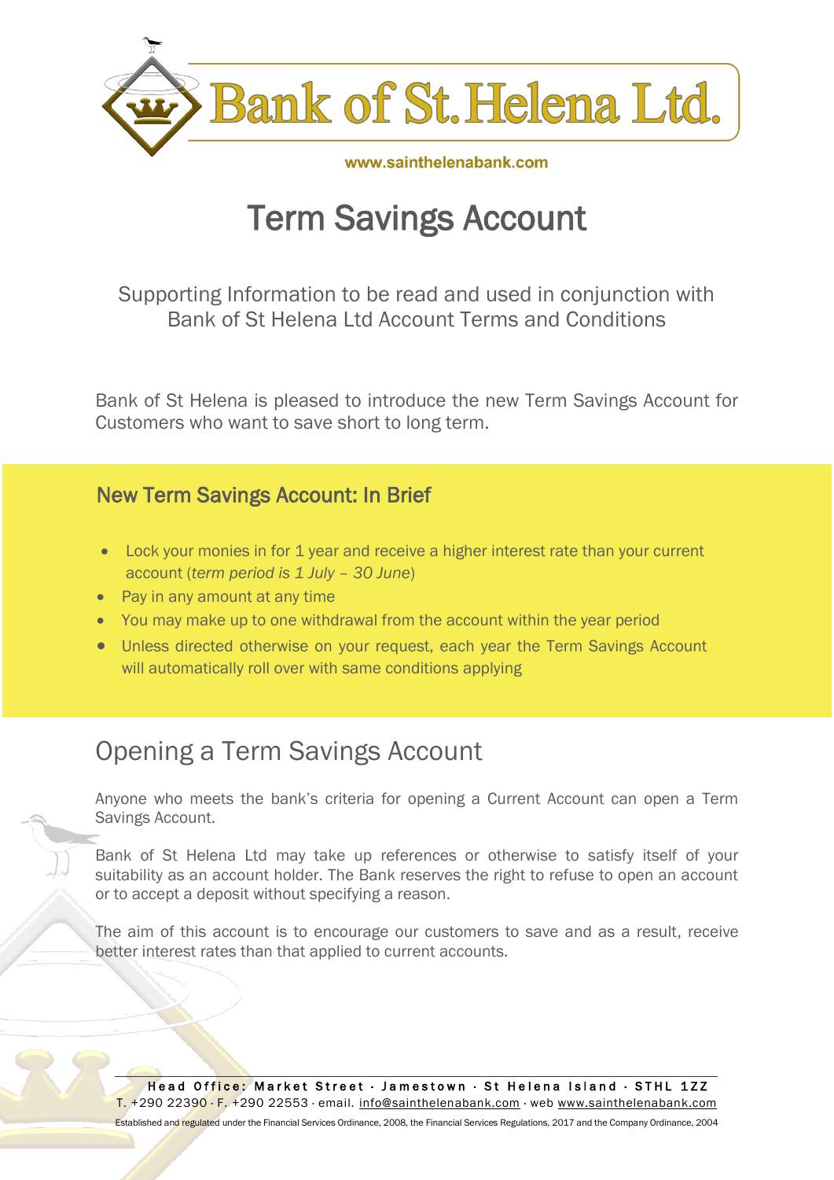Bank of St. Helena Ltd.

www.sainthelenabank.com

# Term Savings Account

Supporting Information to be read and used in conjunction with Bank of St Helena Ltd Account Terms and Conditions

Bank of St Helena is pleased to introduce the new Term Savings Account for Customers who want to save short to long term.

## New Term Savings Account: In Brief

- Lock your monies in for 1 year and receive a higher interest rate than your current account (*term period is 1 July – 30 June*)
- Pay in any amount at any time
- You may make up to one withdrawal from the account within the year period
- Unless directed otherwise on your request, each year the Term Savings Account will automatically roll over with same conditions applying

## Opening a Term Savings Account

Anyone who meets the bank's criteria for opening a Current Account can open a Term Savings Account.

Bank of St Helena Ltd may take up references or otherwise to satisfy itself of your suitability as an account holder. The Bank reserves the right to refuse to open an account or to accept a deposit without specifying a reason.

The aim of this account is to encourage our customers to save and as a result, receive better interest rates than that applied to current accounts.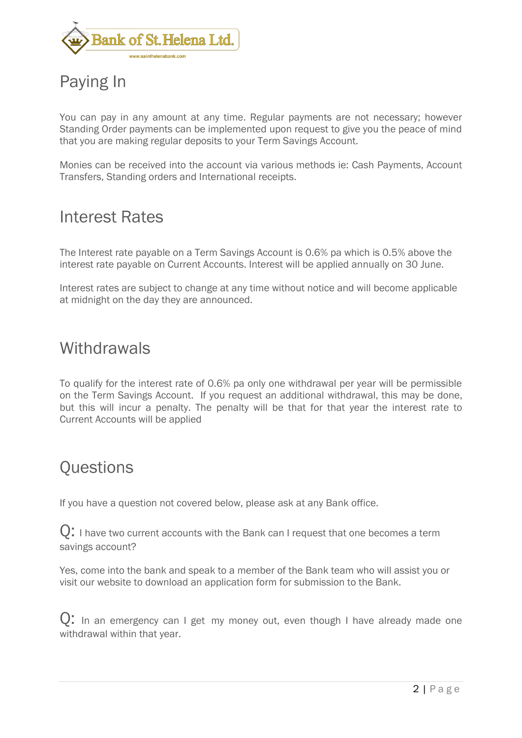## Paying In

You can pay in any amount at any time. Regular payments are not necessary; however Standing Order payments can be implemented upon request to give you the peace of mind that you are making regular deposits to your Term Savings Account.

Monies can be received into the account via various methods ie: Cash Payments, Account Transfers, Standing orders and International receipts.

## Interest Rates

The Interest rate payable on a Term Savings Account is 0.6% pa which is 0.5% above the interest rate payable on Current Accounts. Interest will be applied annually on 30 June.

Interest rates are subject to change at any time without notice and will become applicable at midnight on the day they are announced.

## Withdrawals

To qualify for the interest rate of 0.6% pa only one withdrawal per year will be permissible on the Term Savings Account. If you request an additional withdrawal, this may be done, but this will incur a penalty. The penalty will be that for that year the interest rate to Current Accounts will be applied

## Questions

If you have a question not covered below, please ask at any Bank office.

Q: I have two current accounts with the Bank can I request that one becomes a term savings account?

Yes, come into the bank and speak to a member of the Bank team who will assist you or visit our website to download an application form for submission to the Bank.

Q: In an emergency can I get my money out, even though I have already made one withdrawal within that year.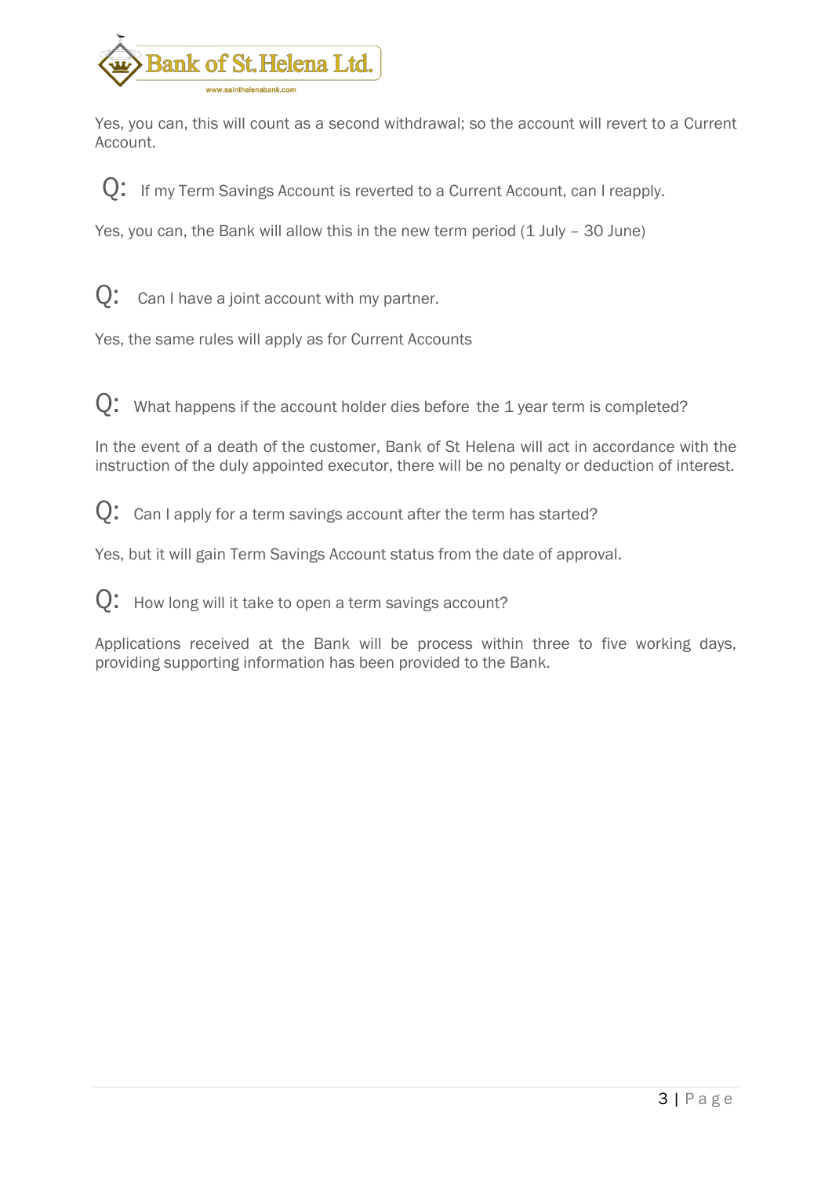Yes, you can, this will count as a second withdrawal; so the account will revert to a Current Account.

**Q:** If my Term Savings Account is reverted to a Current Account, can I reapply.

Yes, you can, the Bank will allow this in the new term period (1 July – 30 June)

**Q:** Can I have a joint account with my partner.

Yes, the same rules will apply as for Current Accounts

**Q:** What happens if the account holder dies before the 1 year term is completed?

In the event of a death of the customer, Bank of St Helena will act in accordance with the instruction of the duly appointed executor, there will be no penalty or deduction of interest.

**Q:** Can I apply for a term savings account after the term has started?

Yes, but it will gain Term Savings Account status from the date of approval.

**Q:** How long will it take to open a term savings account?

Applications received at the Bank will be process within three to five working days, providing supporting information has been provided to the Bank.